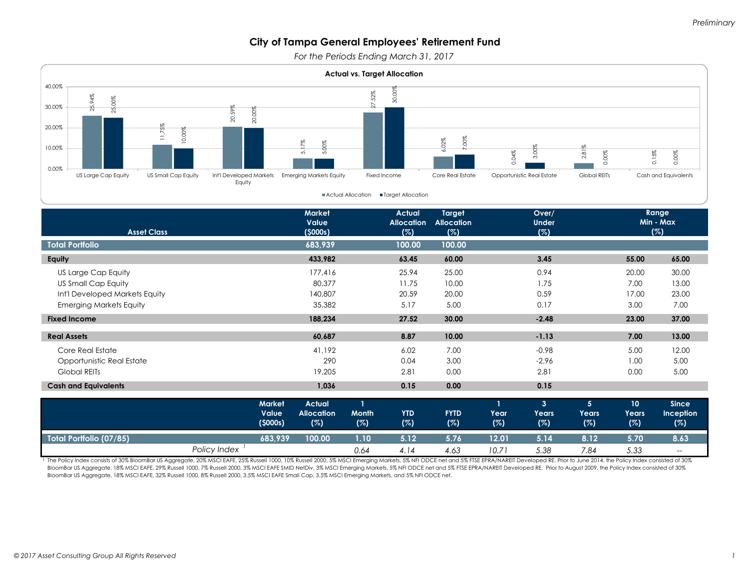Preliminary

# City of Tampa General Employees' Retirement Fund

*For the Periods Ending March 31, 2017*

**Actual vs. Target Allocation**

| Asset Class | Actual Allocation | Target Allocation |
|---|---|---|
| US Large Cap Equity | 25.94% | 25.00% |
| US Small Cap Equity | 11.75% | 10.00% |
| Int'l Developed Markets Equity | 20.59% | 20.00% |
| Emerging Markets Equity | 5.17% | 5.00% |
| Fixed Income | 27.52% | 30.00% |
| Core Real Estate | 6.02% | 7.00% |
| Opportunistic Real Estate | 0.04% | 3.00% |
| Global REITs | 2.81% | 0.00% |
| Cash and Equivalents | 0.15% | 0.00% |

| Asset Class | Market Value ($000s) | Actual Allocation (%) | Target Allocation (%) | Over/ Under (%) | Range Min (%) | Range Max (%) |
|---|---|---|---|---|---|---|
| **Total Portfolio** | **683,939** | **100.00** | **100.00** | | | |
| **Equity** | **433,982** | **63.45** | **60.00** | **3.45** | **55.00** | **65.00** |
| US Large Cap Equity | 177,416 | 25.94 | 25.00 | 0.94 | 20.00 | 30.00 |
| US Small Cap Equity | 80,377 | 11.75 | 10.00 | 1.75 | 7.00 | 13.00 |
| Int'l Developed Markets Equity | 140,807 | 20.59 | 20.00 | 0.59 | 17.00 | 23.00 |
| Emerging Markets Equity | 35,382 | 5.17 | 5.00 | 0.17 | 3.00 | 7.00 |
| **Fixed Income** | **188,234** | **27.52** | **30.00** | **-2.48** | **23.00** | **37.00** |
| **Real Assets** | **60,687** | **8.87** | **10.00** | **-1.13** | **7.00** | **13.00** |
| Core Real Estate | 41,192 | 6.02 | 7.00 | -0.98 | 5.00 | 12.00 |
| Opportunistic Real Estate | 290 | 0.04 | 3.00 | -2.96 | 1.00 | 5.00 |
| Global REITs | 19,205 | 2.81 | 0.00 | 2.81 | 0.00 | 5.00 |
| **Cash and Equivalents** | **1,036** | **0.15** | **0.00** | **0.15** | | |

| | Market Value ($000s) | Actual Allocation (%) | 1 Month (%) | YTD (%) | FYTD (%) | 1 Year (%) | 3 Years (%) | 5 Years (%) | 10 Years (%) | Since Inception (%) |
|---|---|---|---|---|---|---|---|---|---|---|
| **Total Portfolio (07/85)** | **683,939** | **100.00** | **1.10** | **5.12** | **5.76** | **12.01** | **5.14** | **8.12** | **5.70** | **8.63** |
| *Policy Index* [1] | | | *0.64* | *4.14* | *4.63* | *10.71* | *5.38* | *7.84* | *5.33* | *--* |

[1] The Policy Index consists of 30% BloomBar US Aggregate, 20% MSCI EAFE, 25% Russell 1000, 10% Russell 2000, 5% MSCI Emerging Markets, 5% NFI ODCE net and 5% FTSE EPRA/NAREIT Developed RE. Prior to June 2014, the Policy Index consisted of 30% BloomBar US Aggregate, 18% MSCI EAFE, 29% Russell 1000, 7% Russell 2000, 3% MSCI EAFE SMID NetDiv, 3% MSCI Emerging Markets, 5% NFI ODCE net and 5% FTSE EPRA/NAREIT Developed RE. Prior to August 2009, the Policy Index consisted of 30% BloomBar US Aggregate, 18% MSCI EAFE, 32% Russell 1000, 8% Russell 2000, 3.5% MSCI EAFE Small Cap, 3.5% MSCI Emerging Markets, and 5% NFI ODCE net.

© 2017 Asset Consulting Group All Rights Reserved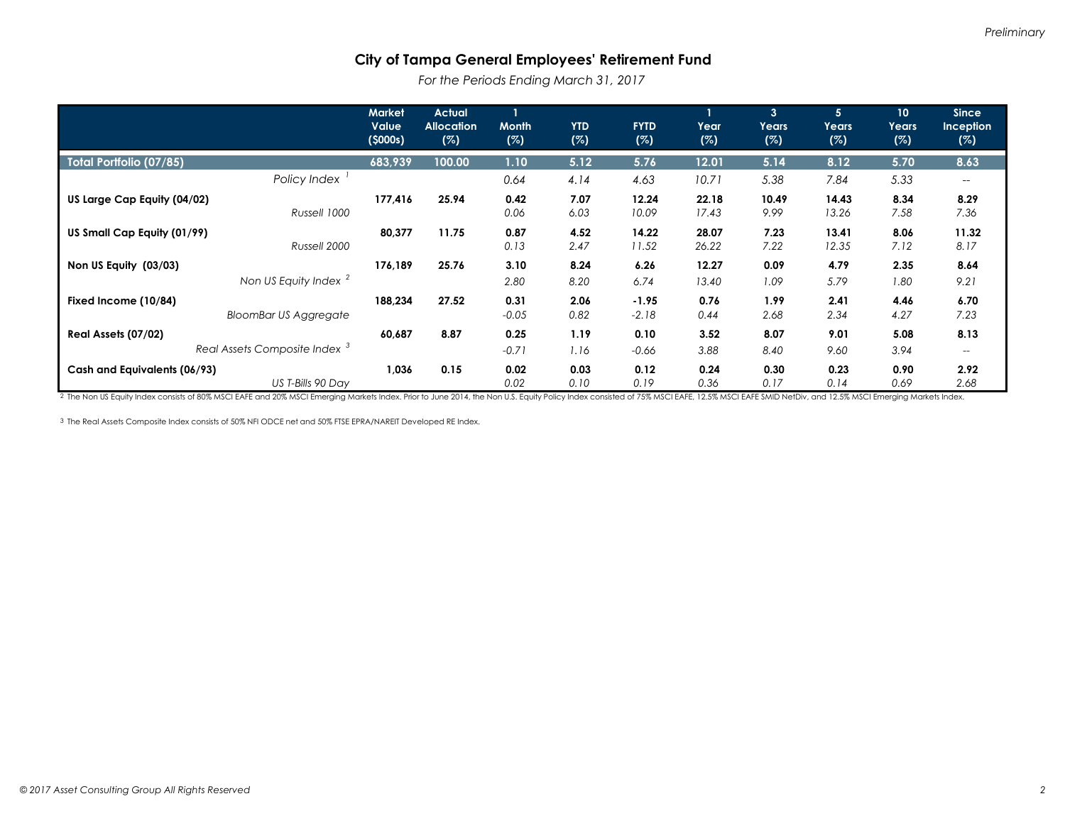*Preliminary*

## City of Tampa General Employees' Retirement Fund

*For the Periods Ending March 31, 2017*

| | Market Value ($000s) | Actual Allocation (%) | 1 Month (%) | YTD (%) | FYTD (%) | 1 Year (%) | 3 Years (%) | 5 Years (%) | 10 Years (%) | Since Inception (%) |
|---|---|---|---|---|---|---|---|---|---|---|
| **Total Portfolio (07/85)** | **683,939** | **100.00** | **1.10** | **5.12** | **5.76** | **12.01** | **5.14** | **8.12** | **5.70** | **8.63** |
| *Policy Index* [1] | | | *0.64* | *4.14* | *4.63* | *10.71* | *5.38* | *7.84* | *5.33* | *--* |
| **US Large Cap Equity (04/02)** | **177,416** | **25.94** | **0.42** | **7.07** | **12.24** | **22.18** | **10.49** | **14.43** | **8.34** | **8.29** |
| *Russell 1000* | | | *0.06* | *6.03* | *10.09* | *17.43* | *9.99* | *13.26* | *7.58* | *7.36* |
| **US Small Cap Equity (01/99)** | **80,377** | **11.75** | **0.87** | **4.52** | **14.22** | **28.07** | **7.23** | **13.41** | **8.06** | **11.32** |
| *Russell 2000* | | | *0.13* | *2.47* | *11.52* | *26.22* | *7.22* | *12.35* | *7.12* | *8.17* |
| **Non US Equity (03/03)** | **176,189** | **25.76** | **3.10** | **8.24** | **6.26** | **12.27** | **0.09** | **4.79** | **2.35** | **8.64** |
| *Non US Equity Index* [2] | | | *2.80* | *8.20* | *6.74* | *13.40* | *1.09* | *5.79* | *1.80* | *9.21* |
| **Fixed Income (10/84)** | **188,234** | **27.52** | **0.31** | **2.06** | **-1.95** | **0.76** | **1.99** | **2.41** | **4.46** | **6.70** |
| *BloomBar US Aggregate* | | | *-0.05* | *0.82* | *-2.18* | *0.44* | *2.68* | *2.34* | *4.27* | *7.23* |
| **Real Assets (07/02)** | **60,687** | **8.87** | **0.25** | **1.19** | **0.10** | **3.52** | **8.07** | **9.01** | **5.08** | **8.13** |
| *Real Assets Composite Index* [3] | | | *-0.71* | *1.16* | *-0.66* | *3.88* | *8.40* | *9.60* | *3.94* | *--* |
| **Cash and Equivalents (06/93)** | **1,036** | **0.15** | **0.02** | **0.03** | **0.12** | **0.24** | **0.30** | **0.23** | **0.90** | **2.92** |
| *US T-Bills 90 Day* | | | *0.02* | *0.10* | *0.19* | *0.36* | *0.17* | *0.14* | *0.69* | *2.68* |

[2] The Non US Equity Index consists of 80% MSCI EAFE and 20% MSCI Emerging Markets Index. Prior to June 2014, the Non U.S. Equity Policy Index consisted of 75% MSCI EAFE, 12.5% MSCI EAFE SMID NetDiv, and 12.5% MSCI Emerging Markets Index.

[3] The Real Assets Composite Index consists of 50% NFI ODCE net and 50% FTSE EPRA/NAREIT Developed RE Index.

*© 2017 Asset Consulting Group All Rights Reserved*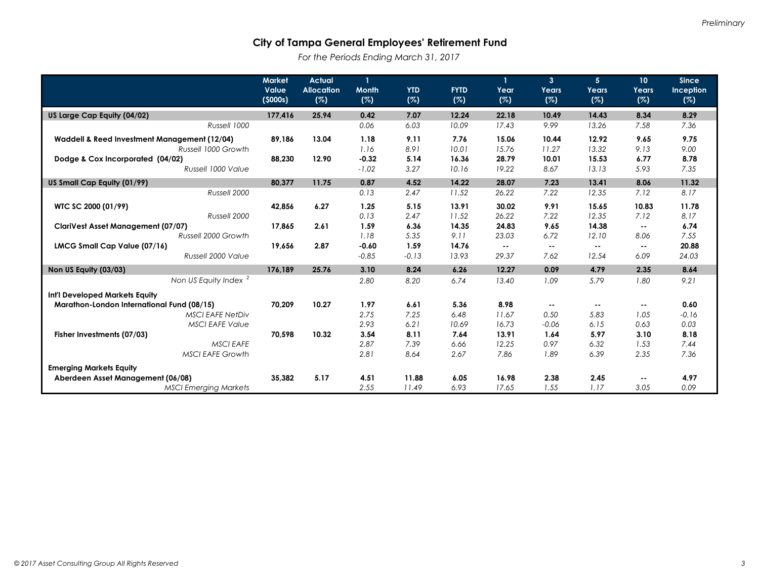*Preliminary*

# City of Tampa General Employees' Retirement Fund

*For the Periods Ending March 31, 2017*

| | Market Value ($000s) | Actual Allocation (%) | 1 Month (%) | YTD (%) | FYTD (%) | 1 Year (%) | 3 Years (%) | 5 Years (%) | 10 Years (%) | Since Inception (%) |
|---|---|---|---|---|---|---|---|---|---|---|
| **US Large Cap Equity (04/02)** | **177,416** | **25.94** | **0.42** | **7.07** | **12.24** | **22.18** | **10.49** | **14.43** | **8.34** | **8.29** |
| *Russell 1000* | | | *0.06* | *6.03* | *10.09* | *17.43* | *9.99* | *13.26* | *7.58* | *7.36* |
| **Waddell & Reed Investment Management (12/04)** | **89,186** | **13.04** | **1.18** | **9.11** | **7.76** | **15.06** | **10.44** | **12.92** | **9.65** | **9.75** |
| *Russell 1000 Growth* | | | *1.16* | *8.91* | *10.01* | *15.76* | *11.27* | *13.32* | *9.13* | *9.00* |
| **Dodge & Cox Incorporated (04/02)** | **88,230** | **12.90** | **-0.32** | **5.14** | **16.36** | **28.79** | **10.01** | **15.53** | **6.77** | **8.78** |
| *Russell 1000 Value* | | | *-1.02* | *3.27* | *10.16* | *19.22* | *8.67* | *13.13* | *5.93* | *7.35* |
| **US Small Cap Equity (01/99)** | **80,377** | **11.75** | **0.87** | **4.52** | **14.22** | **28.07** | **7.23** | **13.41** | **8.06** | **11.32** |
| *Russell 2000* | | | *0.13* | *2.47* | *11.52* | *26.22* | *7.22* | *12.35* | *7.12* | *8.17* |
| **WTC SC 2000 (01/99)** | **42,856** | **6.27** | **1.25** | **5.15** | **13.91** | **30.02** | **9.91** | **15.65** | **10.83** | **11.78** |
| *Russell 2000* | | | *0.13* | *2.47* | *11.52* | *26.22* | *7.22* | *12.35* | *7.12* | *8.17* |
| **ClariVest Asset Management (07/07)** | **17,865** | **2.61** | **1.59** | **6.36** | **14.35** | **24.83** | **9.65** | **14.38** | **--** | **6.74** |
| *Russell 2000 Growth* | | | *1.18* | *5.35* | *9.11* | *23.03* | *6.72* | *12.10* | *8.06* | *7.55* |
| **LMCG Small Cap Value (07/16)** | **19,656** | **2.87** | **-0.60** | **1.59** | **14.76** | **--** | **--** | **--** | **--** | **20.88** |
| *Russell 2000 Value* | | | *-0.85* | *-0.13* | *13.93* | *29.37* | *7.62* | *12.54* | *6.09* | *24.03* |
| **Non US Equity (03/03)** | **176,189** | **25.76** | **3.10** | **8.24** | **6.26** | **12.27** | **0.09** | **4.79** | **2.35** | **8.64** |
| *Non US Equity Index [2]* | | | *2.80* | *8.20* | *6.74* | *13.40* | *1.09* | *5.79* | *1.80* | *9.21* |
| **Int'l Developed Markets Equity** | | | | | | | | | | |
| **Marathon-London International Fund (08/15)** | **70,209** | **10.27** | **1.97** | **6.61** | **5.36** | **8.98** | **--** | **--** | **--** | **0.60** |
| *MSCI EAFE NetDiv* | | | *2.75* | *7.25* | *6.48* | *11.67* | *0.50* | *5.83* | *1.05* | *-0.16* |
| *MSCI EAFE Value* | | | *2.93* | *6.21* | *10.69* | *16.73* | *-0.06* | *6.15* | *0.63* | *0.03* |
| **Fisher Investments (07/03)** | **70,598** | **10.32** | **3.54** | **8.11** | **7.64** | **13.91** | **1.64** | **5.97** | **3.10** | **8.18** |
| *MSCI EAFE* | | | *2.87* | *7.39* | *6.66* | *12.25* | *0.97* | *6.32* | *1.53* | *7.44* |
| *MSCI EAFE Growth* | | | *2.81* | *8.64* | *2.67* | *7.86* | *1.89* | *6.39* | *2.35* | *7.36* |
| **Emerging Markets Equity** | | | | | | | | | | |
| **Aberdeen Asset Management (06/08)** | **35,382** | **5.17** | **4.51** | **11.88** | **6.05** | **16.98** | **2.38** | **2.45** | **--** | **4.97** |
| *MSCI Emerging Markets* | | | *2.55* | *11.49* | *6.93* | *17.65* | *1.55* | *1.17* | *3.05* | *0.09* |

*© 2017 Asset Consulting Group All Rights Reserved*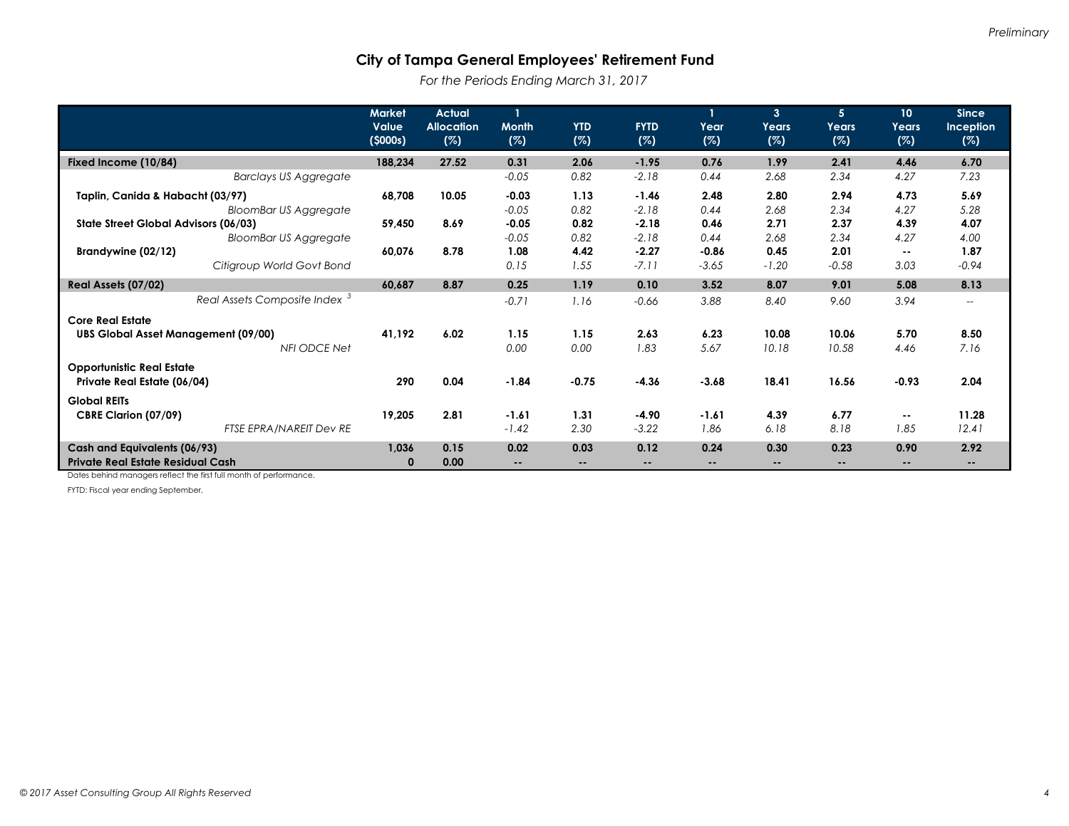*Preliminary*

## City of Tampa General Employees' Retirement Fund

*For the Periods Ending March 31, 2017*

| | Market Value ($000s) | Actual Allocation (%) | 1 Month (%) | YTD (%) | FYTD (%) | 1 Year (%) | 3 Years (%) | 5 Years (%) | 10 Years (%) | Since Inception (%) |
|---|---|---|---|---|---|---|---|---|---|---|
| **Fixed Income (10/84)** | **188,234** | **27.52** | **0.31** | **2.06** | **-1.95** | **0.76** | **1.99** | **2.41** | **4.46** | **6.70** |
| *Barclays US Aggregate* | | | *-0.05* | *0.82* | *-2.18* | *0.44* | *2.68* | *2.34* | *4.27* | *7.23* |
| **Taplin, Canida & Habacht (03/97)** | **68,708** | **10.05** | **-0.03** | **1.13** | **-1.46** | **2.48** | **2.80** | **2.94** | **4.73** | **5.69** |
| *BloomBar US Aggregate* | | | *-0.05* | *0.82* | *-2.18* | *0.44* | *2.68* | *2.34* | *4.27* | *5.28* |
| **State Street Global Advisors (06/03)** | **59,450** | **8.69** | **-0.05** | **0.82** | **-2.18** | **0.46** | **2.71** | **2.37** | **4.39** | **4.07** |
| *BloomBar US Aggregate* | | | *-0.05* | *0.82* | *-2.18* | *0.44* | *2.68* | *2.34* | *4.27* | *4.00* |
| **Brandywine (02/12)** | **60,076** | **8.78** | **1.08** | **4.42** | **-2.27** | **-0.86** | **0.45** | **2.01** | **--** | **1.87** |
| *Citigroup World Govt Bond* | | | *0.15* | *1.55* | *-7.11* | *-3.65* | *-1.20* | *-0.58* | *3.03* | *-0.94* |
| **Real Assets (07/02)** | **60,687** | **8.87** | **0.25** | **1.19** | **0.10** | **3.52** | **8.07** | **9.01** | **5.08** | **8.13** |
| *Real Assets Composite Index* [3] | | | *-0.71* | *1.16* | *-0.66* | *3.88* | *8.40* | *9.60* | *3.94* | *--* |
| **Core Real Estate** | | | | | | | | | | |
| **UBS Global Asset Management (09/00)** | **41,192** | **6.02** | **1.15** | **1.15** | **2.63** | **6.23** | **10.08** | **10.06** | **5.70** | **8.50** |
| *NFI ODCE Net* | | | *0.00* | *0.00* | *1.83* | *5.67* | *10.18* | *10.58* | *4.46* | *7.16* |
| **Opportunistic Real Estate** | | | | | | | | | | |
| **Private Real Estate (06/04)** | **290** | **0.04** | **-1.84** | **-0.75** | **-4.36** | **-3.68** | **18.41** | **16.56** | **-0.93** | **2.04** |
| **Global REITs** | | | | | | | | | | |
| **CBRE Clarion (07/09)** | **19,205** | **2.81** | **-1.61** | **1.31** | **-4.90** | **-1.61** | **4.39** | **6.77** | **--** | **11.28** |
| *FTSE EPRA/NAREIT Dev RE* | | | *-1.42* | *2.30* | *-3.22* | *1.86* | *6.18* | *8.18* | *1.85* | *12.41* |
| **Cash and Equivalents (06/93)** | **1,036** | **0.15** | **0.02** | **0.03** | **0.12** | **0.24** | **0.30** | **0.23** | **0.90** | **2.92** |
| **Private Real Estate Residual Cash** | **0** | **0.00** | **--** | **--** | **--** | **--** | **--** | **--** | **--** | **--** |

Dates behind managers reflect the first full month of performance.

FYTD: Fiscal year ending September.

*© 2017 Asset Consulting Group All Rights Reserved*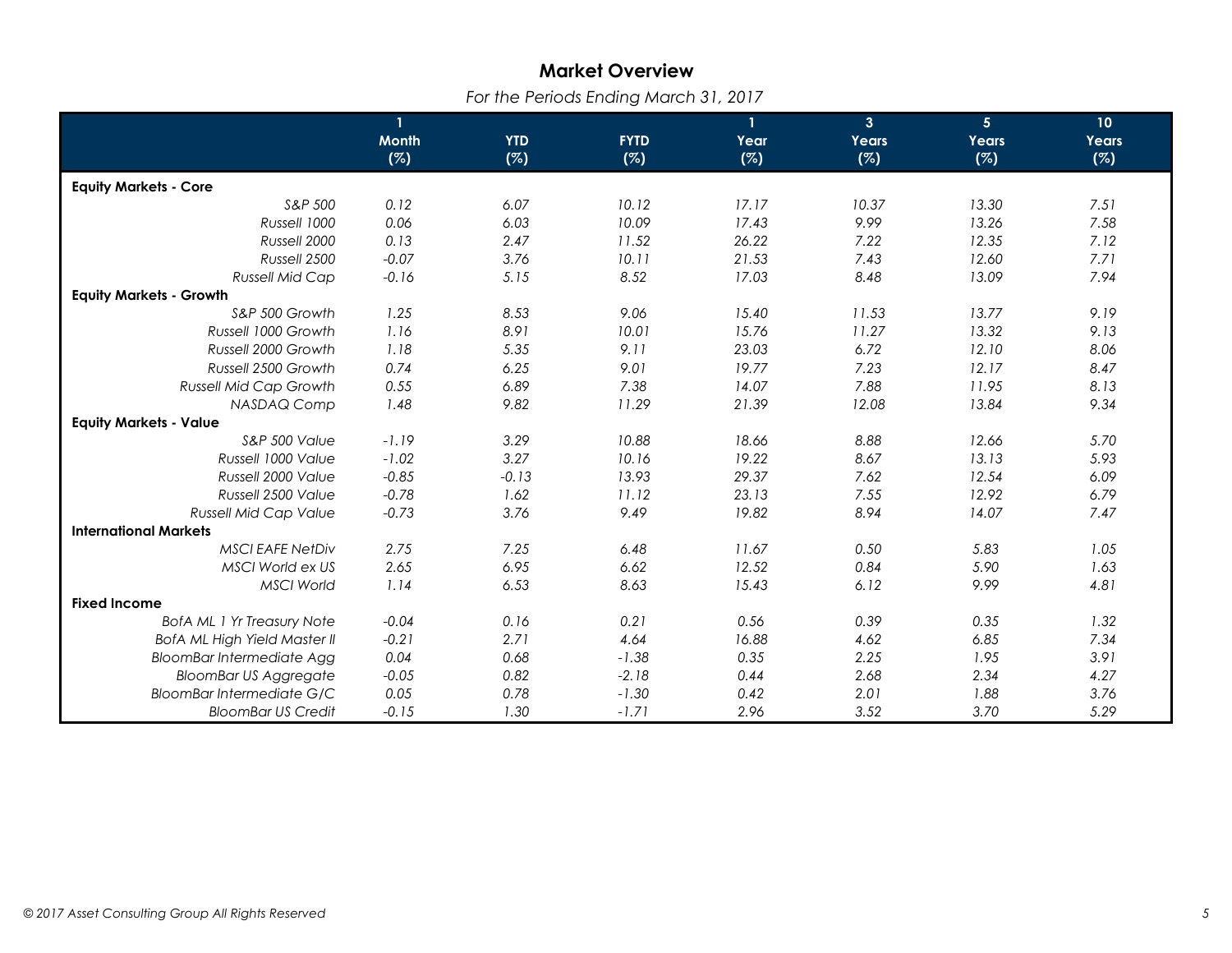## Market Overview

*For the Periods Ending March 31, 2017*

| | 1 Month (%) | YTD (%) | FYTD (%) | 1 Year (%) | 3 Years (%) | 5 Years (%) | 10 Years (%) |
|---|---|---|---|---|---|---|---|
| **Equity Markets - Core** | | | | | | | |
| *S&P 500* | *0.12* | *6.07* | *10.12* | *17.17* | *10.37* | *13.30* | *7.51* |
| *Russell 1000* | *0.06* | *6.03* | *10.09* | *17.43* | *9.99* | *13.26* | *7.58* |
| *Russell 2000* | *0.13* | *2.47* | *11.52* | *26.22* | *7.22* | *12.35* | *7.12* |
| *Russell 2500* | *-0.07* | *3.76* | *10.11* | *21.53* | *7.43* | *12.60* | *7.71* |
| *Russell Mid Cap* | *-0.16* | *5.15* | *8.52* | *17.03* | *8.48* | *13.09* | *7.94* |
| **Equity Markets - Growth** | | | | | | | |
| *S&P 500 Growth* | *1.25* | *8.53* | *9.06* | *15.40* | *11.53* | *13.77* | *9.19* |
| *Russell 1000 Growth* | *1.16* | *8.91* | *10.01* | *15.76* | *11.27* | *13.32* | *9.13* |
| *Russell 2000 Growth* | *1.18* | *5.35* | *9.11* | *23.03* | *6.72* | *12.10* | *8.06* |
| *Russell 2500 Growth* | *0.74* | *6.25* | *9.01* | *19.77* | *7.23* | *12.17* | *8.47* |
| *Russell Mid Cap Growth* | *0.55* | *6.89* | *7.38* | *14.07* | *7.88* | *11.95* | *8.13* |
| *NASDAQ Comp* | *1.48* | *9.82* | *11.29* | *21.39* | *12.08* | *13.84* | *9.34* |
| **Equity Markets - Value** | | | | | | | |
| *S&P 500 Value* | *-1.19* | *3.29* | *10.88* | *18.66* | *8.88* | *12.66* | *5.70* |
| *Russell 1000 Value* | *-1.02* | *3.27* | *10.16* | *19.22* | *8.67* | *13.13* | *5.93* |
| *Russell 2000 Value* | *-0.85* | *-0.13* | *13.93* | *29.37* | *7.62* | *12.54* | *6.09* |
| *Russell 2500 Value* | *-0.78* | *1.62* | *11.12* | *23.13* | *7.55* | *12.92* | *6.79* |
| *Russell Mid Cap Value* | *-0.73* | *3.76* | *9.49* | *19.82* | *8.94* | *14.07* | *7.47* |
| **International Markets** | | | | | | | |
| *MSCI EAFE NetDiv* | *2.75* | *7.25* | *6.48* | *11.67* | *0.50* | *5.83* | *1.05* |
| *MSCI World ex US* | *2.65* | *6.95* | *6.62* | *12.52* | *0.84* | *5.90* | *1.63* |
| *MSCI World* | *1.14* | *6.53* | *8.63* | *15.43* | *6.12* | *9.99* | *4.81* |
| **Fixed Income** | | | | | | | |
| *BofA ML 1 Yr Treasury Note* | *-0.04* | *0.16* | *0.21* | *0.56* | *0.39* | *0.35* | *1.32* |
| *BofA ML High Yield Master II* | *-0.21* | *2.71* | *4.64* | *16.88* | *4.62* | *6.85* | *7.34* |
| *BloomBar Intermediate Agg* | *0.04* | *0.68* | *-1.38* | *0.35* | *2.25* | *1.95* | *3.91* |
| *BloomBar US Aggregate* | *-0.05* | *0.82* | *-2.18* | *0.44* | *2.68* | *2.34* | *4.27* |
| *BloomBar Intermediate G/C* | *0.05* | *0.78* | *-1.30* | *0.42* | *2.01* | *1.88* | *3.76* |
| *BloomBar US Credit* | *-0.15* | *1.30* | *-1.71* | *2.96* | *3.52* | *3.70* | *5.29* |

*© 2017 Asset Consulting Group All Rights Reserved*